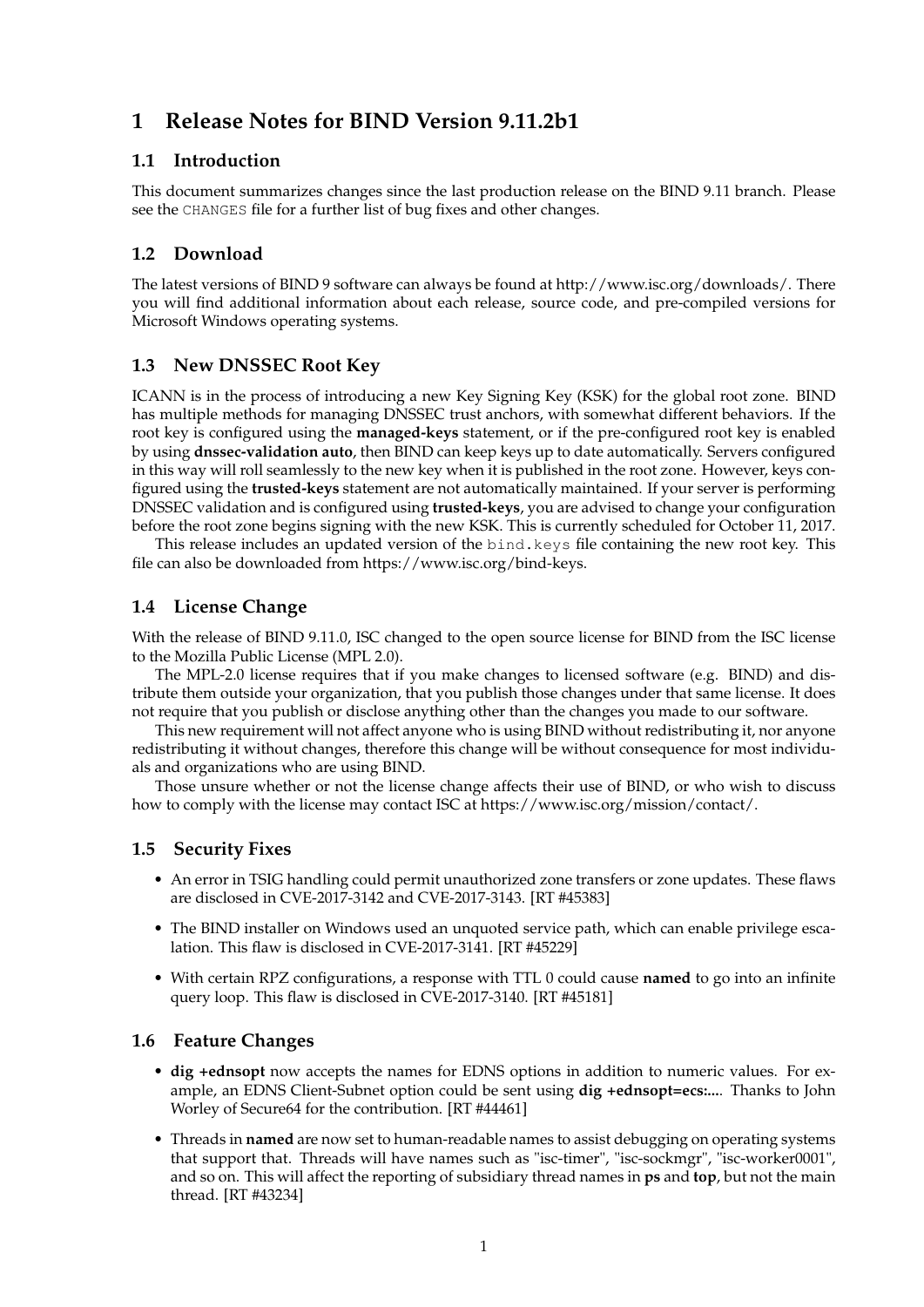# 1 Release Notes for BIND Version 9.11.2b1

## 1.1 Introduction

This document summarizes changes since the last production release on the BIND 9.11 branch. Please see the `CHANGES` file for a further list of bug fixes and other changes.

## 1.2 Download

The latest versions of BIND 9 software can always be found at http://www.isc.org/downloads/. There you will find additional information about each release, source code, and pre-compiled versions for Microsoft Windows operating systems.

## 1.3 New DNSSEC Root Key

ICANN is in the process of introducing a new Key Signing Key (KSK) for the global root zone. BIND has multiple methods for managing DNSSEC trust anchors, with somewhat different behaviors. If the root key is configured using the **managed-keys** statement, or if the pre-configured root key is enabled by using **dnssec-validation auto**, then BIND can keep keys up to date automatically. Servers configured in this way will roll seamlessly to the new key when it is published in the root zone. However, keys configured using the **trusted-keys** statement are not automatically maintained. If your server is performing DNSSEC validation and is configured using **trusted-keys**, you are advised to change your configuration before the root zone begins signing with the new KSK. This is currently scheduled for October 11, 2017.

This release includes an updated version of the `bind.keys` file containing the new root key. This file can also be downloaded from https://www.isc.org/bind-keys.

## 1.4 License Change

With the release of BIND 9.11.0, ISC changed to the open source license for BIND from the ISC license to the Mozilla Public License (MPL 2.0).

The MPL-2.0 license requires that if you make changes to licensed software (e.g. BIND) and distribute them outside your organization, that you publish those changes under that same license. It does not require that you publish or disclose anything other than the changes you made to our software.

This new requirement will not affect anyone who is using BIND without redistributing it, nor anyone redistributing it without changes, therefore this change will be without consequence for most individuals and organizations who are using BIND.

Those unsure whether or not the license change affects their use of BIND, or who wish to discuss how to comply with the license may contact ISC at https://www.isc.org/mission/contact/.

## 1.5 Security Fixes

- An error in TSIG handling could permit unauthorized zone transfers or zone updates. These flaws are disclosed in CVE-2017-3142 and CVE-2017-3143. [RT #45383]
- The BIND installer on Windows used an unquoted service path, which can enable privilege escalation. This flaw is disclosed in CVE-2017-3141. [RT #45229]
- With certain RPZ configurations, a response with TTL 0 could cause **named** to go into an infinite query loop. This flaw is disclosed in CVE-2017-3140. [RT #45181]

## 1.6 Feature Changes

- **dig +ednsopt** now accepts the names for EDNS options in addition to numeric values. For example, an EDNS Client-Subnet option could be sent using **dig +ednsopt=ecs:...**. Thanks to John Worley of Secure64 for the contribution. [RT #44461]
- Threads in **named** are now set to human-readable names to assist debugging on operating systems that support that. Threads will have names such as "isc-timer", "isc-sockmgr", "isc-worker0001", and so on. This will affect the reporting of subsidiary thread names in **ps** and **top**, but not the main thread. [RT #43234]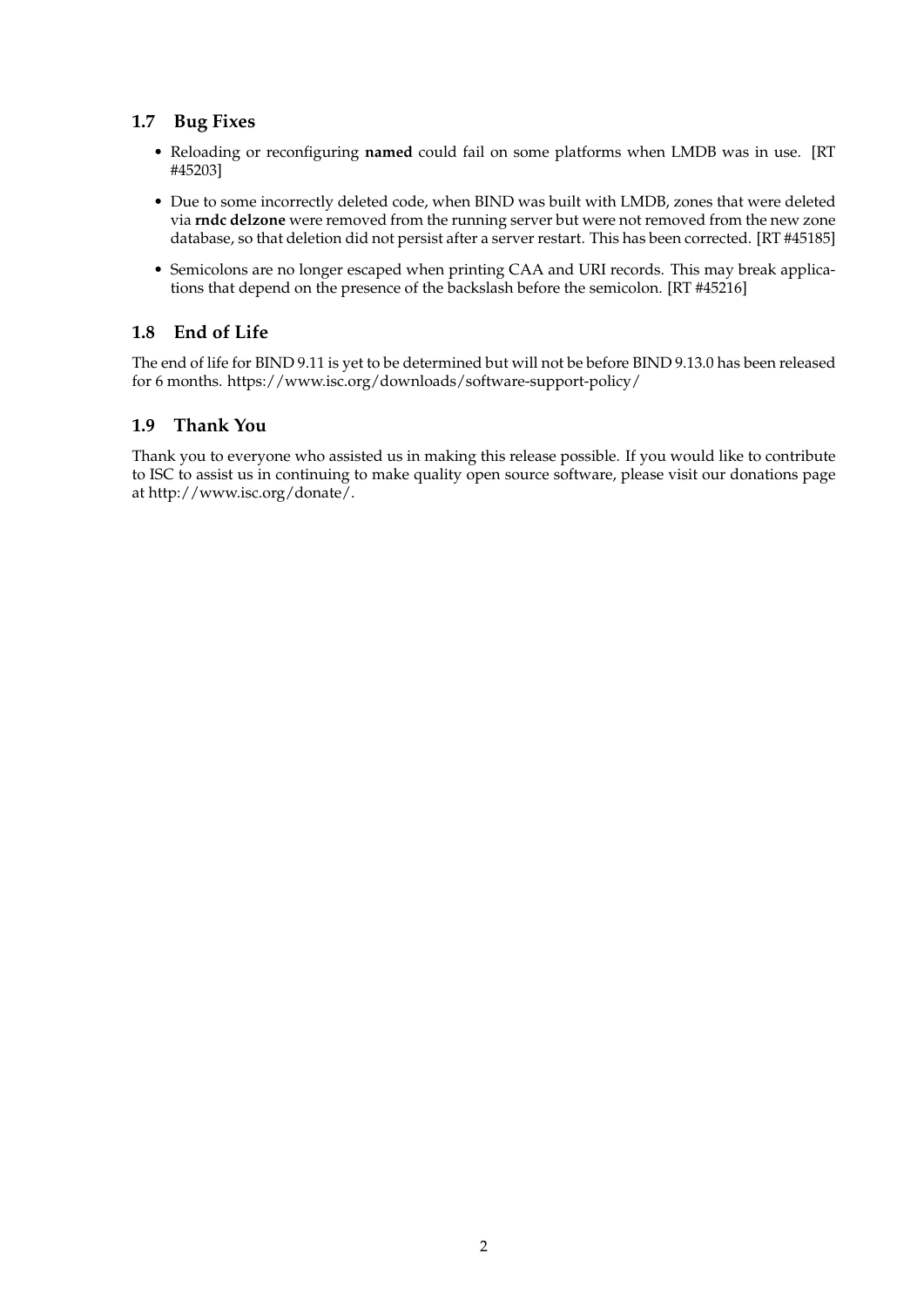## 1.7 Bug Fixes

- Reloading or reconfiguring **named** could fail on some platforms when LMDB was in use. [RT #45203]
- Due to some incorrectly deleted code, when BIND was built with LMDB, zones that were deleted via **rndc delzone** were removed from the running server but were not removed from the new zone database, so that deletion did not persist after a server restart. This has been corrected. [RT #45185]
- Semicolons are no longer escaped when printing CAA and URI records. This may break applications that depend on the presence of the backslash before the semicolon. [RT #45216]

## 1.8 End of Life

The end of life for BIND 9.11 is yet to be determined but will not be before BIND 9.13.0 has been released for 6 months. https://www.isc.org/downloads/software-support-policy/

## 1.9 Thank You

Thank you to everyone who assisted us in making this release possible. If you would like to contribute to ISC to assist us in continuing to make quality open source software, please visit our donations page at http://www.isc.org/donate/.